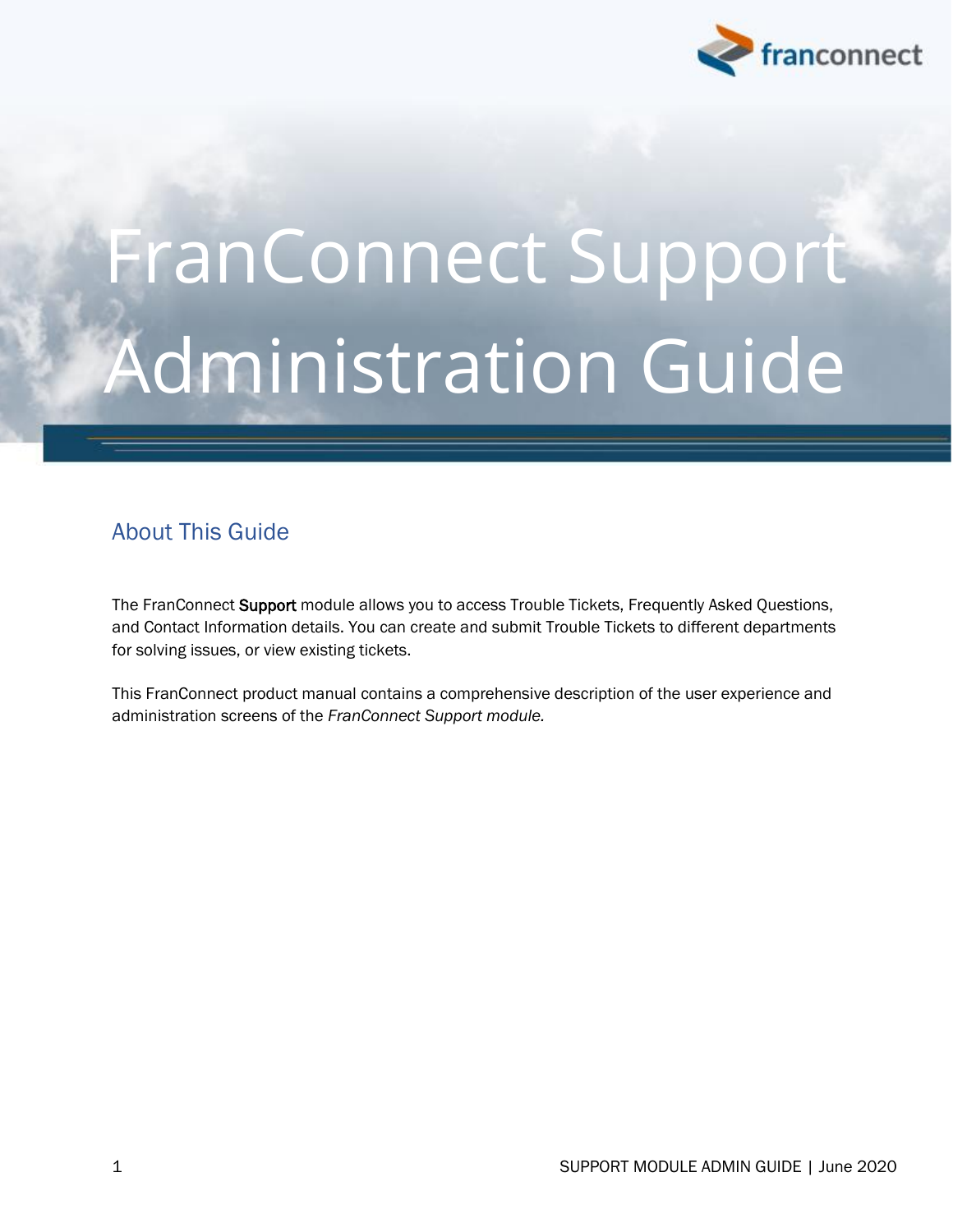# FranConnect Support Administration Guide

## About This Guide

The FranConnect **Support** module allows you to access Trouble Tickets, Frequently Asked Questions, and Contact Information details. You can create and submit Trouble Tickets to different departments for solving issues, or view existing tickets.

This FranConnect product manual contains a comprehensive description of the user experience and administration screens of the *FranConnect Support module.*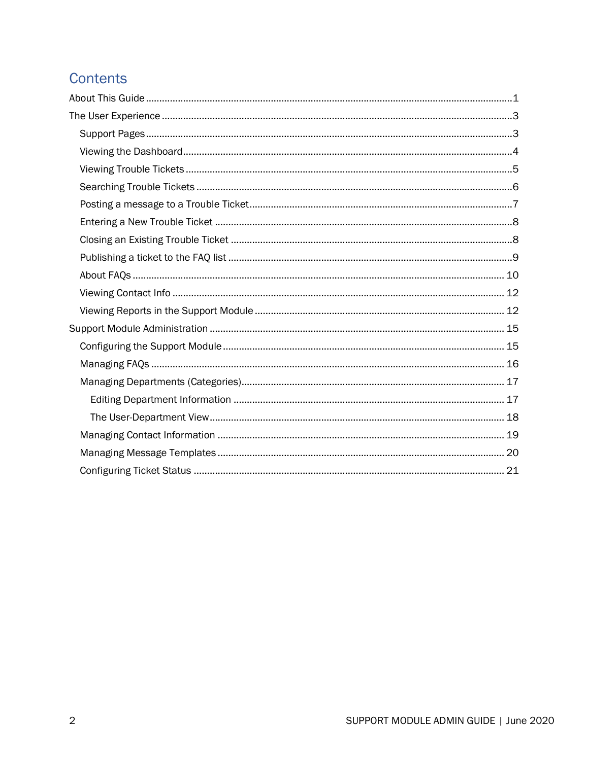# Contents

- About This Guide ..... 1
- The User Experience ..... 3
  - Support Pages ..... 3
  - Viewing the Dashboard ..... 4
  - Viewing Trouble Tickets ..... 5
  - Searching Trouble Tickets ..... 6
  - Posting a message to a Trouble Ticket ..... 7
  - Entering a New Trouble Ticket ..... 8
  - Closing an Existing Trouble Ticket ..... 8
  - Publishing a ticket to the FAQ list ..... 9
  - About FAQs ..... 10
  - Viewing Contact Info ..... 12
  - Viewing Reports in the Support Module ..... 12
- Support Module Administration ..... 15
  - Configuring the Support Module ..... 15
  - Managing FAQs ..... 16
  - Managing Departments (Categories) ..... 17
    - Editing Department Information ..... 17
    - The User-Department View ..... 18
  - Managing Contact Information ..... 19
  - Managing Message Templates ..... 20
  - Configuring Ticket Status ..... 21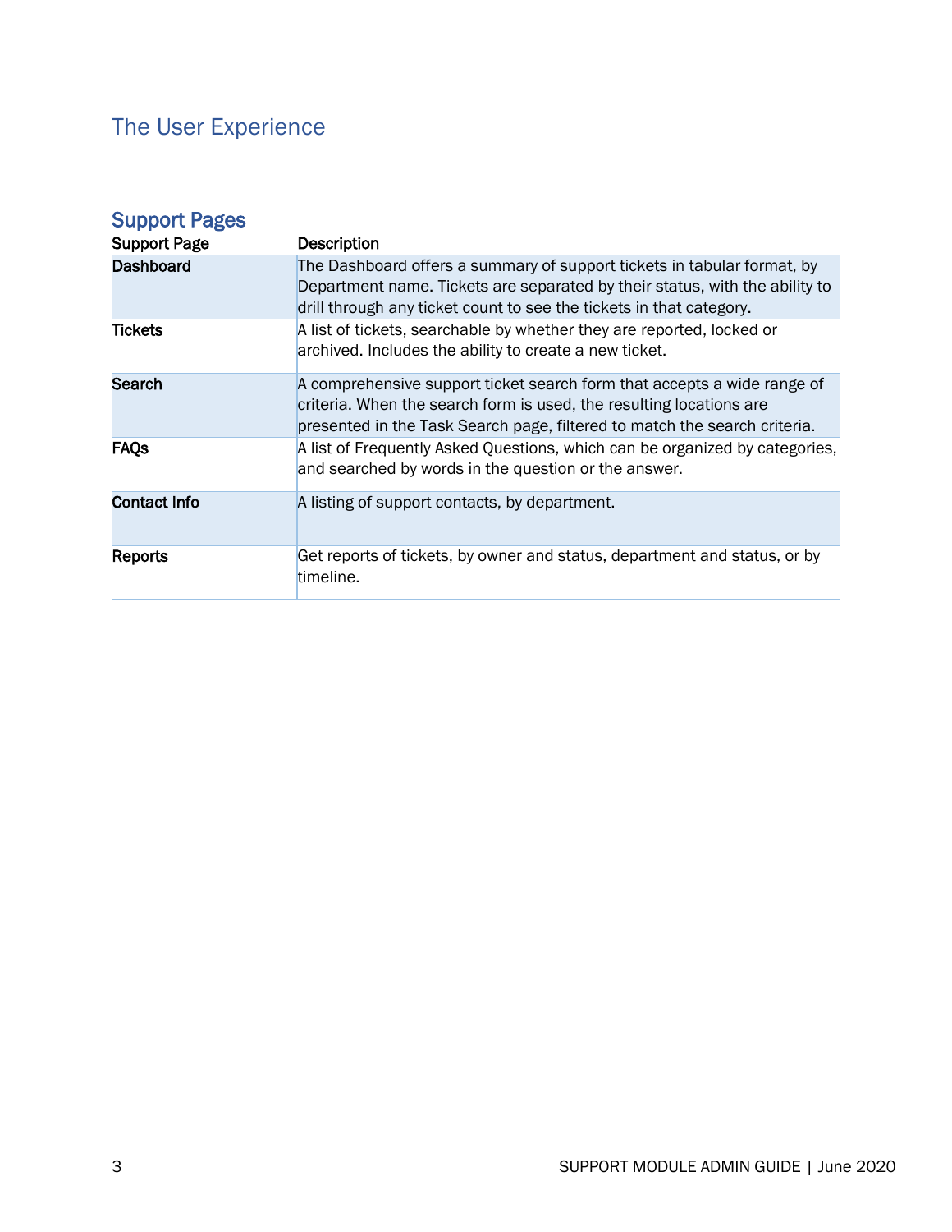# The User Experience

## Support Pages

| Support Page | Description |
|---|---|
| **Dashboard** | The Dashboard offers a summary of support tickets in tabular format, by Department name. Tickets are separated by their status, with the ability to drill through any ticket count to see the tickets in that category. |
| **Tickets** | A list of tickets, searchable by whether they are reported, locked or archived. Includes the ability to create a new ticket. |
| **Search** | A comprehensive support ticket search form that accepts a wide range of criteria. When the search form is used, the resulting locations are presented in the Task Search page, filtered to match the search criteria. |
| **FAQs** | A list of Frequently Asked Questions, which can be organized by categories, and searched by words in the question or the answer. |
| **Contact Info** | A listing of support contacts, by department. |
| **Reports** | Get reports of tickets, by owner and status, department and status, or by timeline. |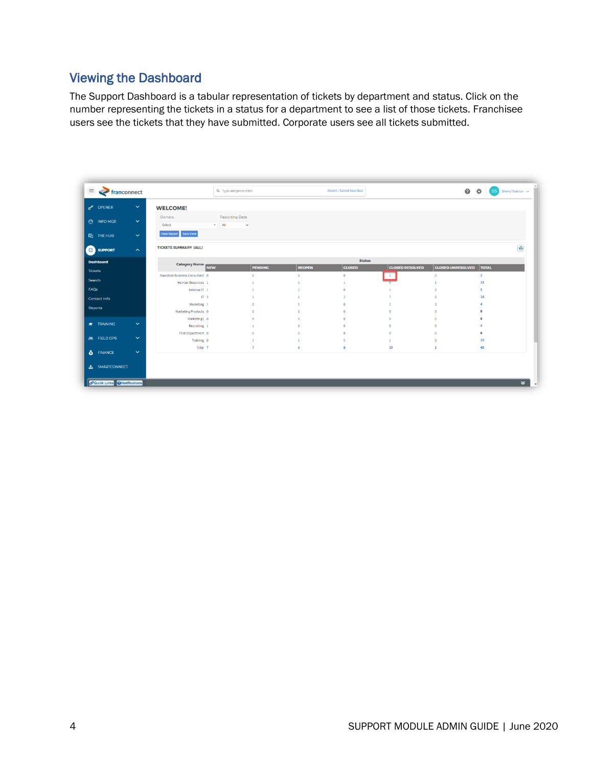## Viewing the Dashboard

The Support Dashboard is a tabular representation of tickets by department and status. Click on the number representing the tickets in a status for a department to see a list of those tickets. Franchisee users see the tickets that they have submitted. Corporate users see all tickets submitted.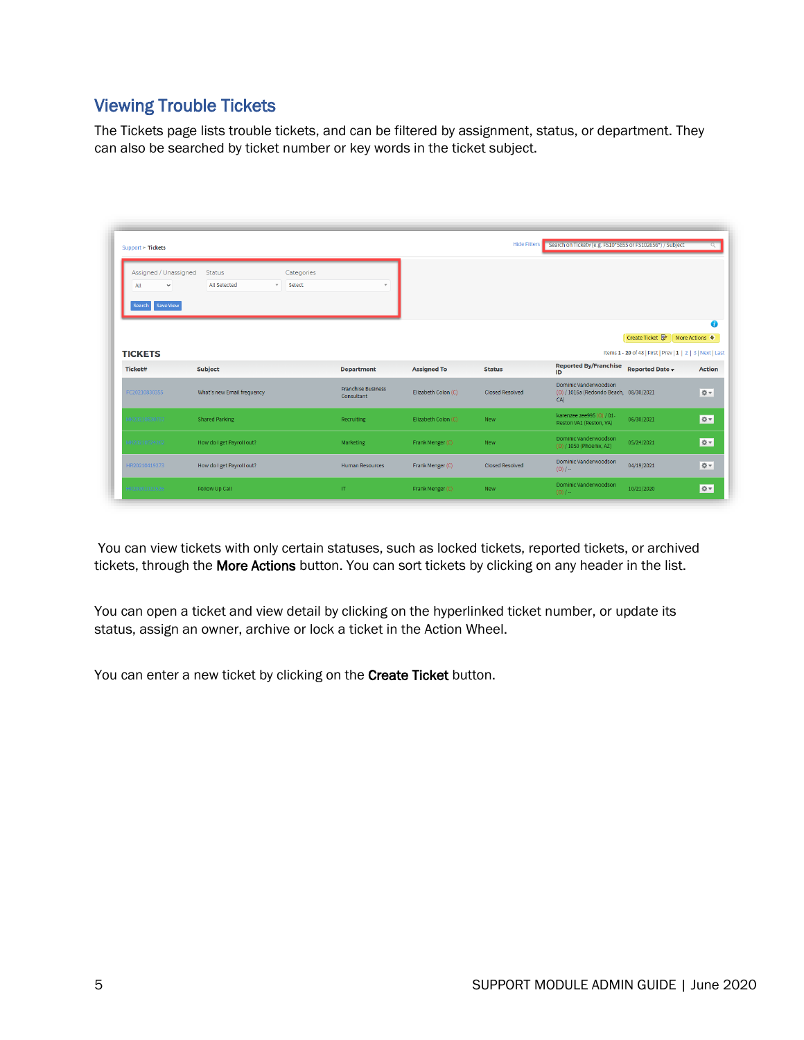## Viewing Trouble Tickets

The Tickets page lists trouble tickets, and can be filtered by assignment, status, or department. They can also be searched by ticket number or key words in the ticket subject.

You can view tickets with only certain statuses, such as locked tickets, reported tickets, or archived tickets, through the **More Actions** button. You can sort tickets by clicking on any header in the list.

You can open a ticket and view detail by clicking on the hyperlinked ticket number, or update its status, assign an owner, archive or lock a ticket in the Action Wheel.

You can enter a new ticket by clicking on the **Create Ticket** button.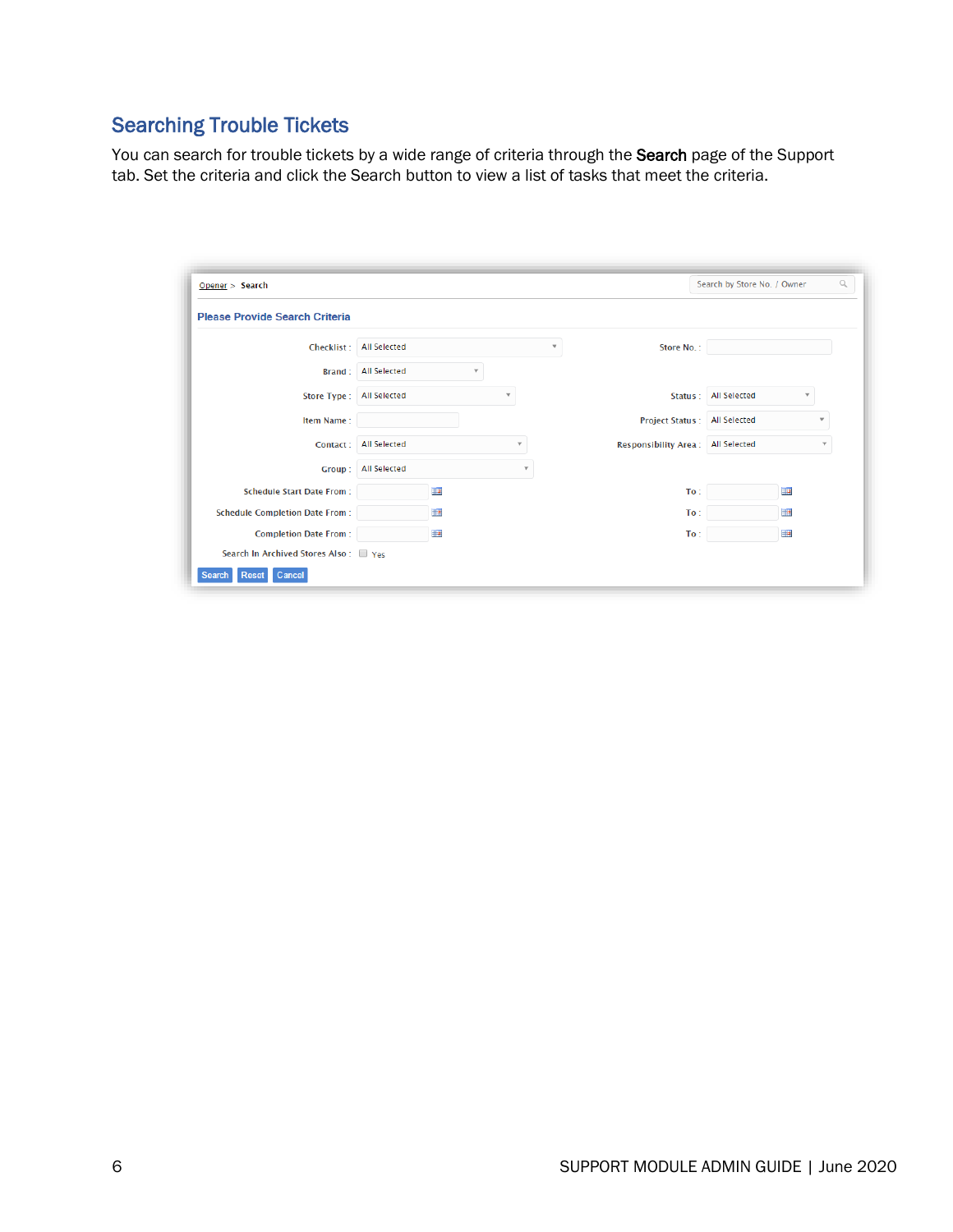## Searching Trouble Tickets

You can search for trouble tickets by a wide range of criteria through the **Search** page of the Support tab. Set the criteria and click the Search button to view a list of tasks that meet the criteria.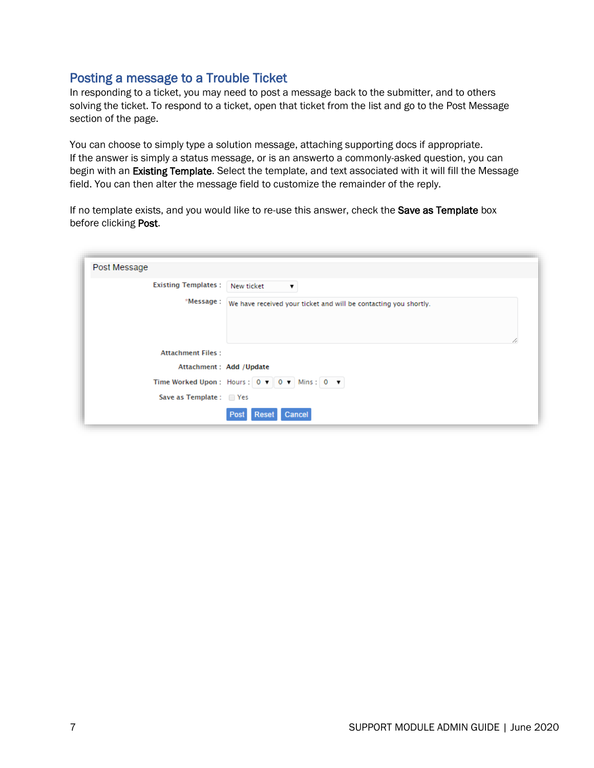## Posting a message to a Trouble Ticket

In responding to a ticket, you may need to post a message back to the submitter, and to others solving the ticket. To respond to a ticket, open that ticket from the list and go to the Post Message section of the page.

You can choose to simply type a solution message, attaching supporting docs if appropriate. If the answer is simply a status message, or is an answerto a commonly-asked question, you can begin with an **Existing Template**. Select the template, and text associated with it will fill the Message field. You can then alter the message field to customize the remainder of the reply.

If no template exists, and you would like to re-use this answer, check the **Save as Template** box before clicking **Post**.

Post Message

Existing Templates : New ticket

*Message : We have received your ticket and will be contacting you shortly.

Attachment Files :

Attachment : Add /Update

Time Worked Upon : Hours : 0 0 Mins : 0

Save as Template : Yes

Post Reset Cancel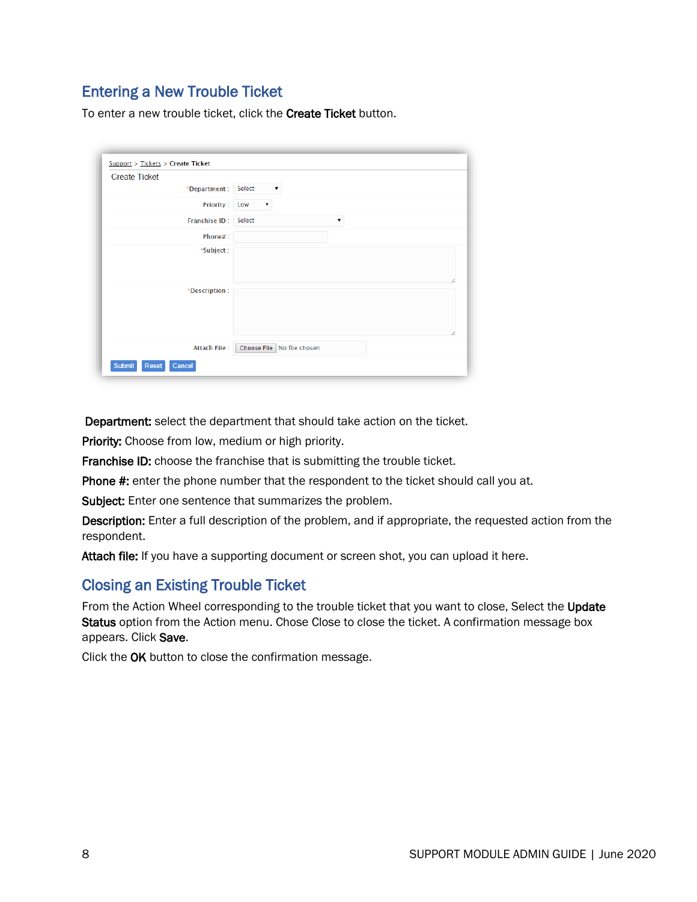## Entering a New Trouble Ticket

To enter a new trouble ticket, click the **Create Ticket** button.

**Department:** select the department that should take action on the ticket.

**Priority:** Choose from low, medium or high priority.

**Franchise ID:** choose the franchise that is submitting the trouble ticket.

**Phone #:** enter the phone number that the respondent to the ticket should call you at.

**Subject:** Enter one sentence that summarizes the problem.

**Description:** Enter a full description of the problem, and if appropriate, the requested action from the respondent.

**Attach file:** If you have a supporting document or screen shot, you can upload it here.

## Closing an Existing Trouble Ticket

From the Action Wheel corresponding to the trouble ticket that you want to close, Select the **Update Status** option from the Action menu. Chose Close to close the ticket. A confirmation message box appears. Click **Save**.

Click the **OK** button to close the confirmation message.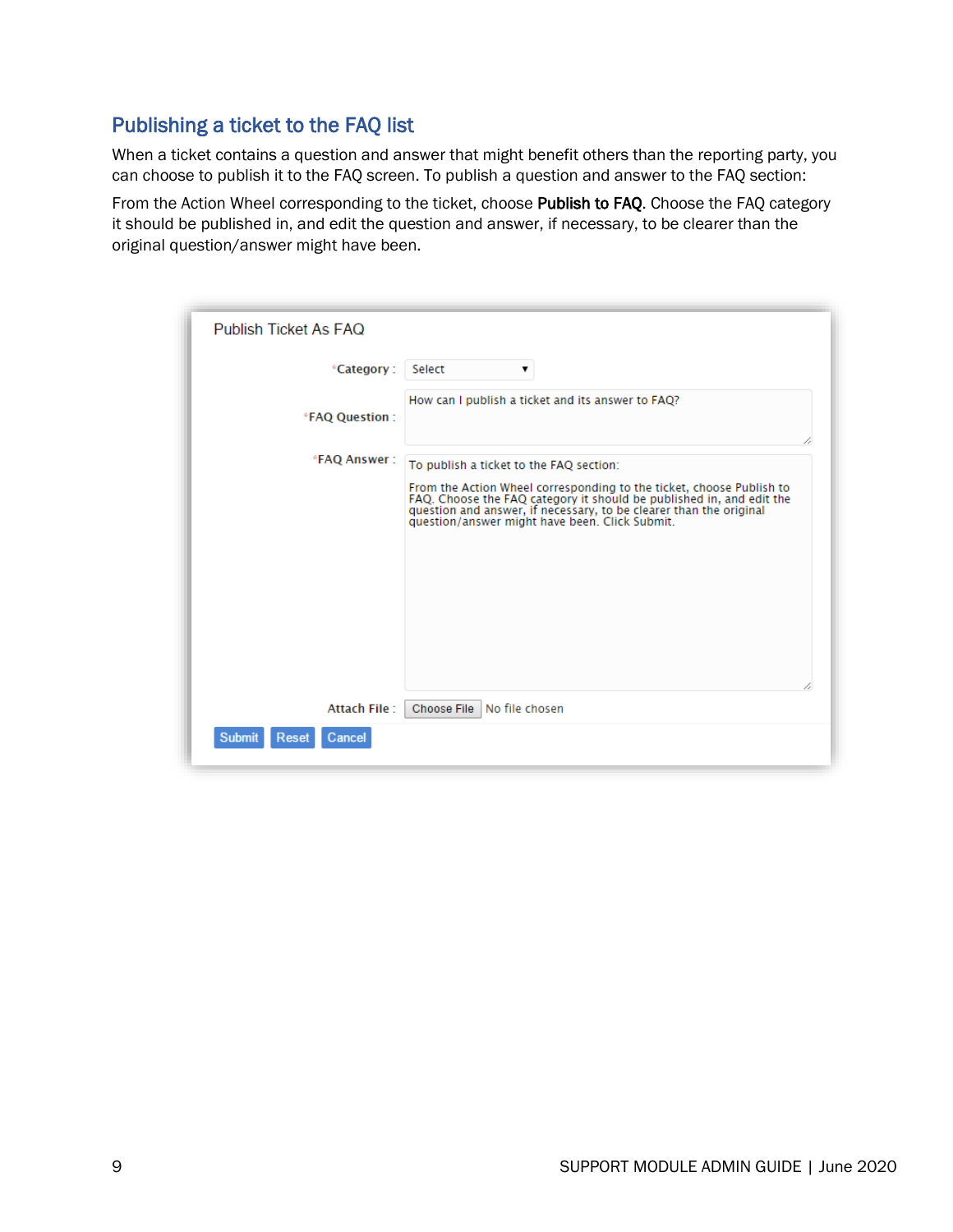## Publishing a ticket to the FAQ list

When a ticket contains a question and answer that might benefit others than the reporting party, you can choose to publish it to the FAQ screen. To publish a question and answer to the FAQ section:

From the Action Wheel corresponding to the ticket, choose **Publish to FAQ**. Choose the FAQ category it should be published in, and edit the question and answer, if necessary, to be clearer than the original question/answer might have been.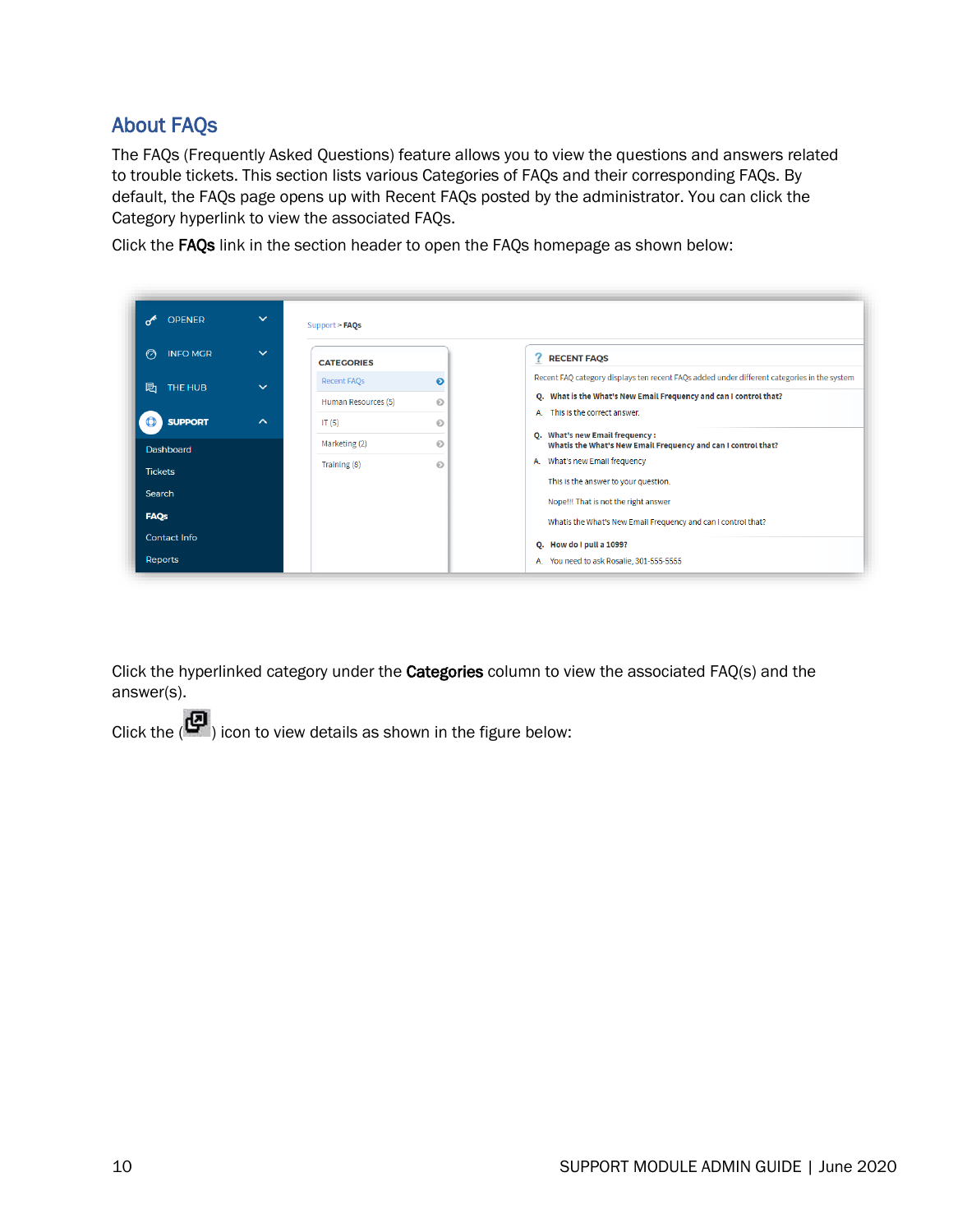## About FAQs

The FAQs (Frequently Asked Questions) feature allows you to view the questions and answers related to trouble tickets. This section lists various Categories of FAQs and their corresponding FAQs. By default, the FAQs page opens up with Recent FAQs posted by the administrator. You can click the Category hyperlink to view the associated FAQs.

Click the **FAQs** link in the section header to open the FAQs homepage as shown below:

Click the hyperlinked category under the **Categories** column to view the associated FAQ(s) and the answer(s).

Click the ( ) icon to view details as shown in the figure below: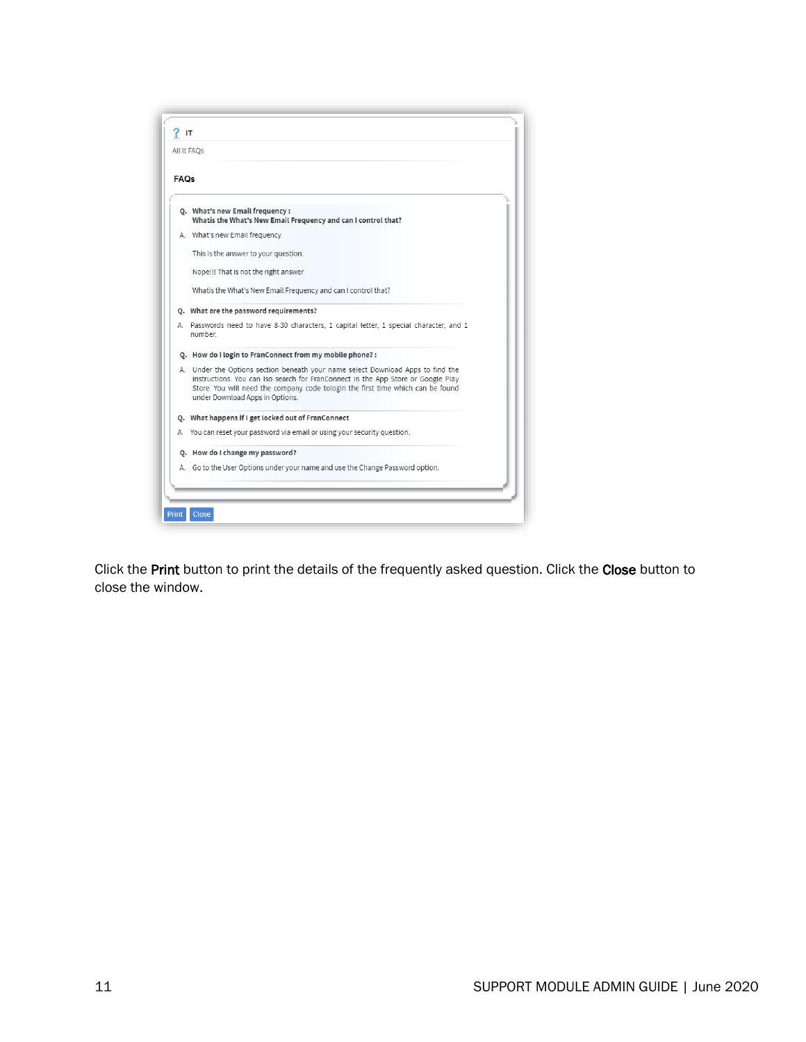? IT

All It FAQs

**FAQs**

**Q. What's new Email frequency :**
**Whatis the What's New Email Frequency and can I control that?**

A. What's new Email frequency

This is the answer to your question.

Nope!!! That is not the right answer

Whatis the What's New Email Frequency and can I control that?

**Q. What are the password requirements?**

A. Passwords need to have 8-30 characters, 1 capital letter, 1 special character, and 1 number.

**Q. How do I login to FranConnect from my mobile phone? :**

A. Under the Options section beneath your name select Download Apps to find the instructions. You can lso search for FranConnect in the App Store or Google Play Store. You will need the company code tologin the first time which can be found under Download Apps in Options.

**Q. What happens if I get locked out of FranConnect**

A. You can reset your password via email or using your security question.

**Q. How do I change my password?**

A. Go to the User Options under your name and use the Change Password option.

Print | Close

Click the **Print** button to print the details of the frequently asked question. Click the **Close** button to close the window.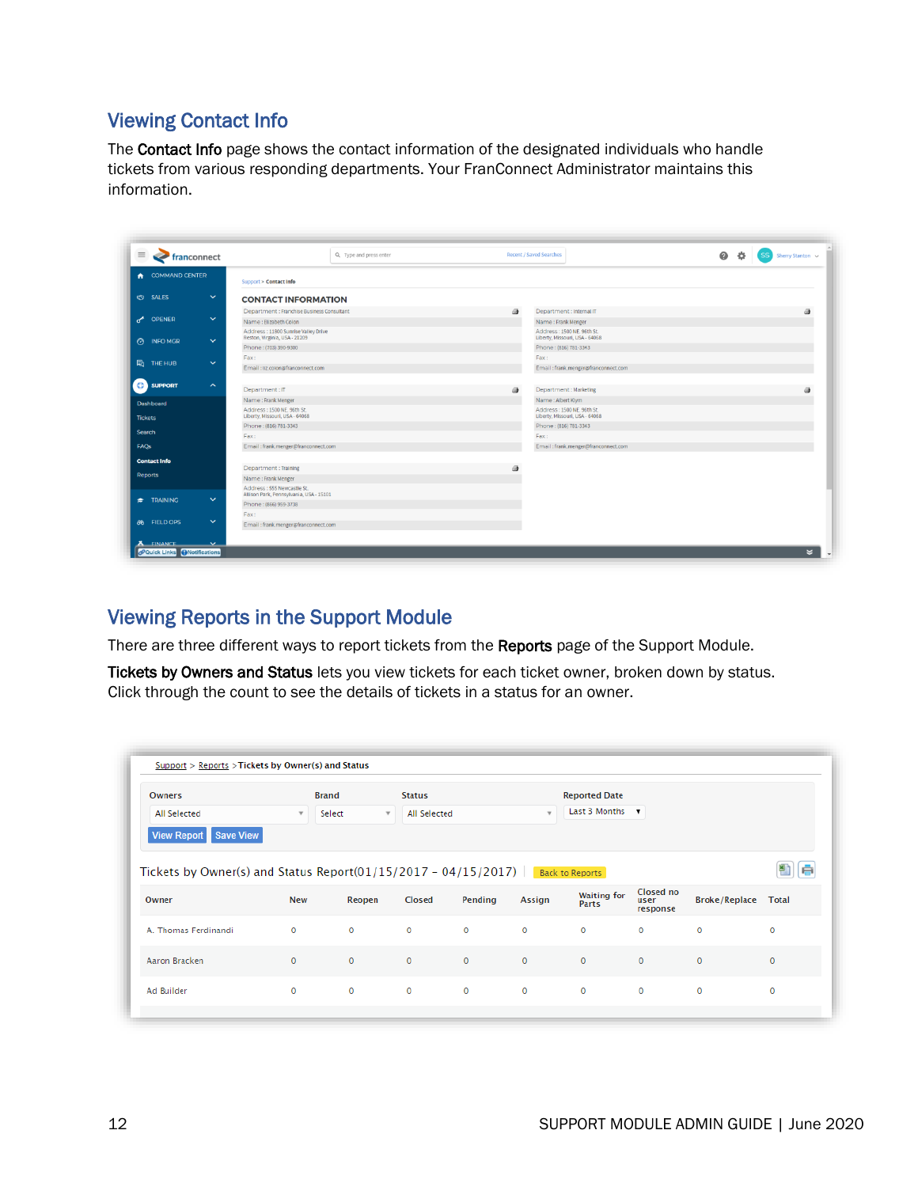## Viewing Contact Info

The **Contact Info** page shows the contact information of the designated individuals who handle tickets from various responding departments. Your FranConnect Administrator maintains this information.

## Viewing Reports in the Support Module

There are three different ways to report tickets from the **Reports** page of the Support Module.

**Tickets by Owners and Status** lets you view tickets for each ticket owner, broken down by status. Click through the count to see the details of tickets in a status for an owner.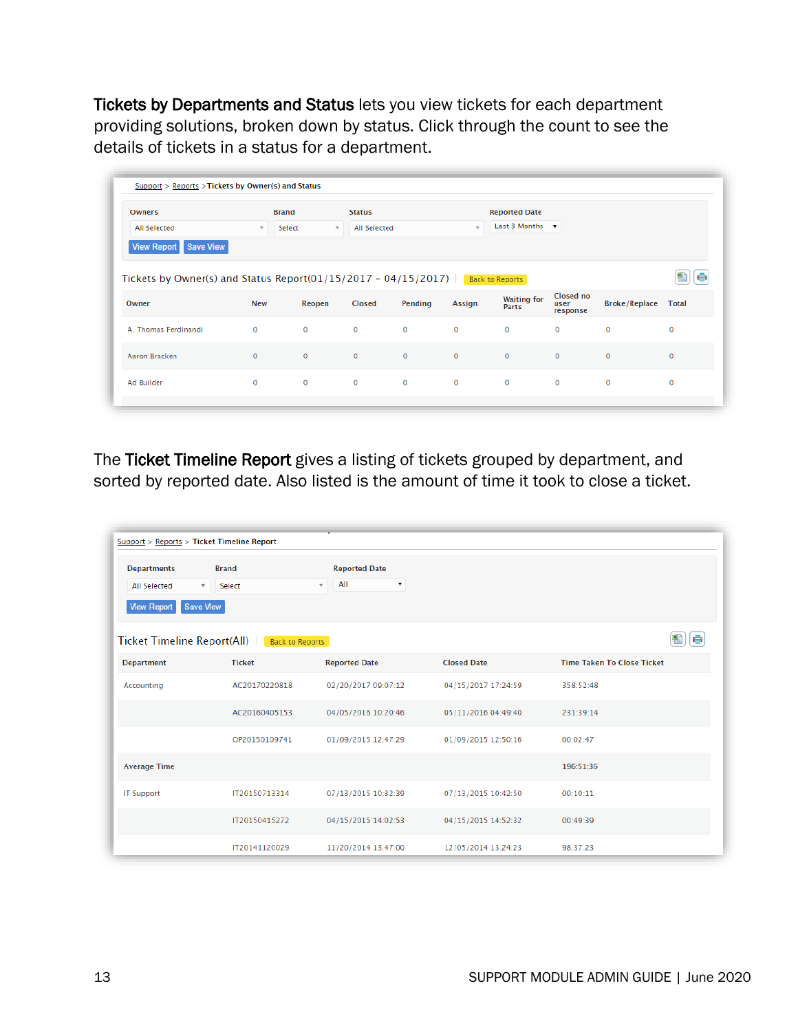**Tickets by Departments and Status** lets you view tickets for each department providing solutions, broken down by status. Click through the count to see the details of tickets in a status for a department.

Support > Reports > Tickets by Owner(s) and Status

Owners: All Selected | Brand: Select | Status: All Selected | Reported Date: Last 3 Months

View Report | Save View

Tickets by Owner(s) and Status Report(01/15/2017 - 04/15/2017) | Back to Reports

| Owner | New | Reopen | Closed | Pending | Assign | Waiting for Parts | Closed no user response | Broke/Replace | Total |
|---|---|---|---|---|---|---|---|---|---|
| A. Thomas Ferdinandi | 0 | 0 | 0 | 0 | 0 | 0 | 0 | 0 | 0 |
| Aaron Bracken | 0 | 0 | 0 | 0 | 0 | 0 | 0 | 0 | 0 |
| Ad Builder | 0 | 0 | 0 | 0 | 0 | 0 | 0 | 0 | 0 |

The **Ticket Timeline Report** gives a listing of tickets grouped by department, and sorted by reported date. Also listed is the amount of time it took to close a ticket.

Support > Reports > Ticket Timeline Report

Departments: All Selected | Brand: Select | Reported Date: All

View Report | Save View

Ticket Timeline Report(All) | Back to Reports

| Department | Ticket | Reported Date | Closed Date | Time Taken To Close Ticket |
|---|---|---|---|---|
| Accounting | AC20170220818 | 02/20/2017 09:07:12 | 04/15/2017 17:24:59 | 358:52:48 |
| | AC20160405153 | 04/05/2016 10:20:46 | 05/11/2016 04:49:40 | 231:39:14 |
| | OP20150109741 | 01/09/2015 12:47:29 | 01/09/2015 12:50:16 | 00:02:47 |
| Average Time | | | | 196:51:36 |
| IT Support | IT20150713314 | 07/13/2015 10:32:39 | 07/13/2015 10:42:50 | 00:10:11 |
| | IT20150415272 | 04/15/2015 14:02:53 | 04/15/2015 14:52:32 | 00:49:39 |
| | IT20141120029 | 11/20/2014 13:47:00 | 12/05/2014 13:24:23 | 98:37:23 |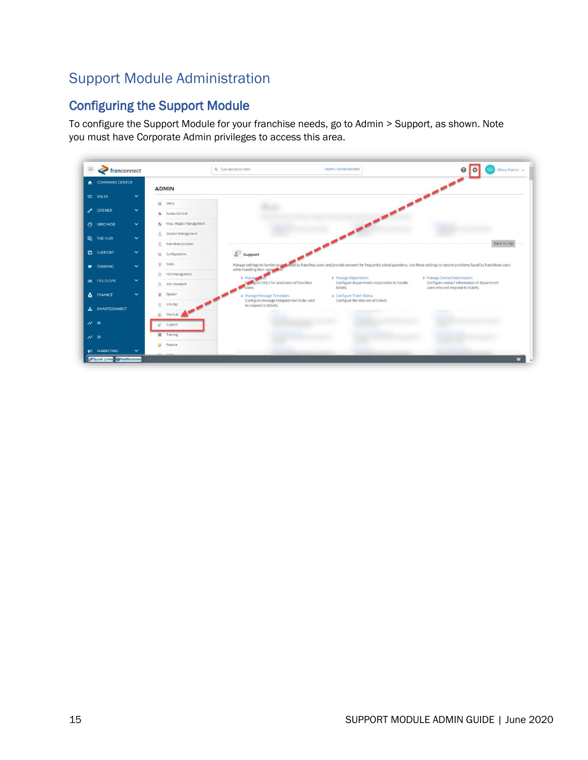# Support Module Administration

## Configuring the Support Module

To configure the Support Module for your franchise needs, go to Admin > Support, as shown. Note you must have Corporate Admin privileges to access this area.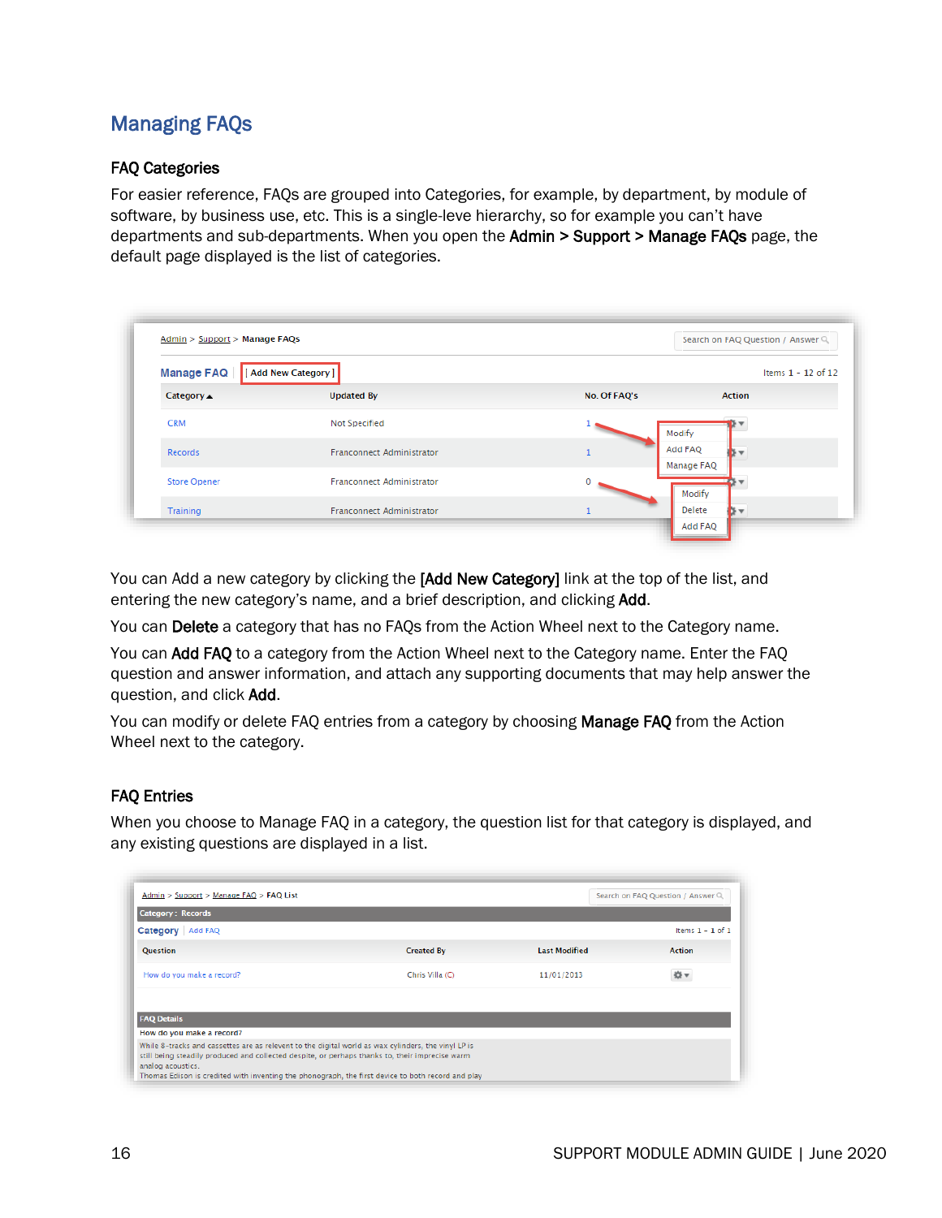# Managing FAQs

## FAQ Categories

For easier reference, FAQs are grouped into Categories, for example, by department, by module of software, by business use, etc. This is a single-leve hierarchy, so for example you can't have departments and sub-departments. When you open the **Admin > Support > Manage FAQs** page, the default page displayed is the list of categories.

You can Add a new category by clicking the **[Add New Category]** link at the top of the list, and entering the new category's name, and a brief description, and clicking **Add**.

You can **Delete** a category that has no FAQs from the Action Wheel next to the Category name.

You can **Add FAQ** to a category from the Action Wheel next to the Category name. Enter the FAQ question and answer information, and attach any supporting documents that may help answer the question, and click **Add**.

You can modify or delete FAQ entries from a category by choosing **Manage FAQ** from the Action Wheel next to the category.

## FAQ Entries

When you choose to Manage FAQ in a category, the question list for that category is displayed, and any existing questions are displayed in a list.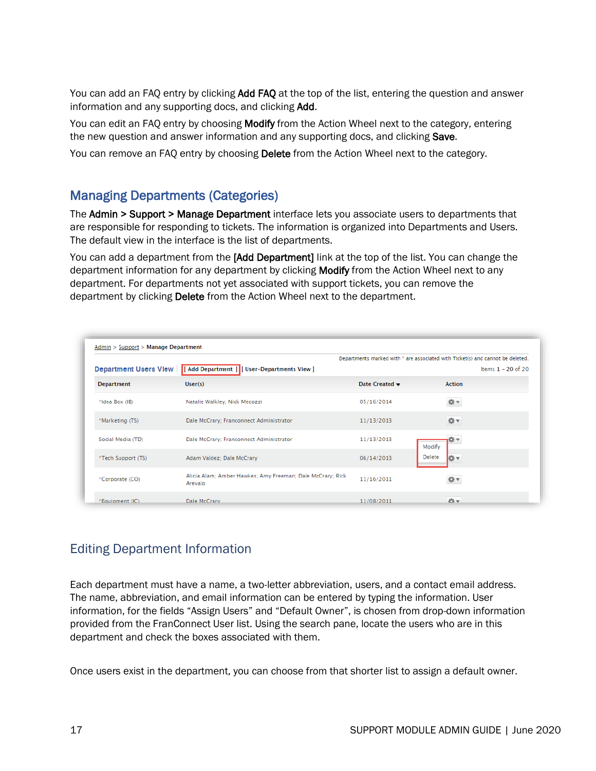You can add an FAQ entry by clicking **Add FAQ** at the top of the list, entering the question and answer information and any supporting docs, and clicking **Add**.

You can edit an FAQ entry by choosing **Modify** from the Action Wheel next to the category, entering the new question and answer information and any supporting docs, and clicking **Save**.

You can remove an FAQ entry by choosing **Delete** from the Action Wheel next to the category.

## Managing Departments (Categories)

The **Admin > Support > Manage Department** interface lets you associate users to departments that are responsible for responding to tickets. The information is organized into Departments and Users. The default view in the interface is the list of departments.

You can add a department from the **[Add Department]** link at the top of the list. You can change the department information for any department by clicking **Modify** from the Action Wheel next to any department. For departments not yet associated with support tickets, you can remove the department by clicking **Delete** from the Action Wheel next to the department.

Admin > Support > Manage Department

Departments marked with * are associated with Ticket(s) and cannot be deleted.

Department Users View | [ Add Department ] | [ User-Departments View ]

Items 1 - 20 of 20

| Department | User(s) | Date Created | Action |
|---|---|---|---|
| *Idea Box (IB) | Natalie Walkley; Nick Mecozzi | 05/16/2014 | |
| *Marketing (TS) | Dale McCrary; Franconnect Administrator | 11/13/2013 | |
| Social Media (TD) | Dale McCrary; Franconnect Administrator | 11/13/2013 | Modify / Delete |
| *Tech Support (TS) | Adam Valdez; Dale McCrary | 06/14/2013 | |
| *Corporate (CO) | Alicia Alam; Amber Hawkes; Amy Freeman; Dale McCrary; Rick Arevalo | 11/16/2011 | |
| *Equipment (IC) | Dale McCrary | 11/08/2011 | |

### Editing Department Information

Each department must have a name, a two-letter abbreviation, users, and a contact email address. The name, abbreviation, and email information can be entered by typing the information. User information, for the fields “Assign Users” and “Default Owner”, is chosen from drop-down information provided from the FranConnect User list. Using the search pane, locate the users who are in this department and check the boxes associated with them.

Once users exist in the department, you can choose from that shorter list to assign a default owner.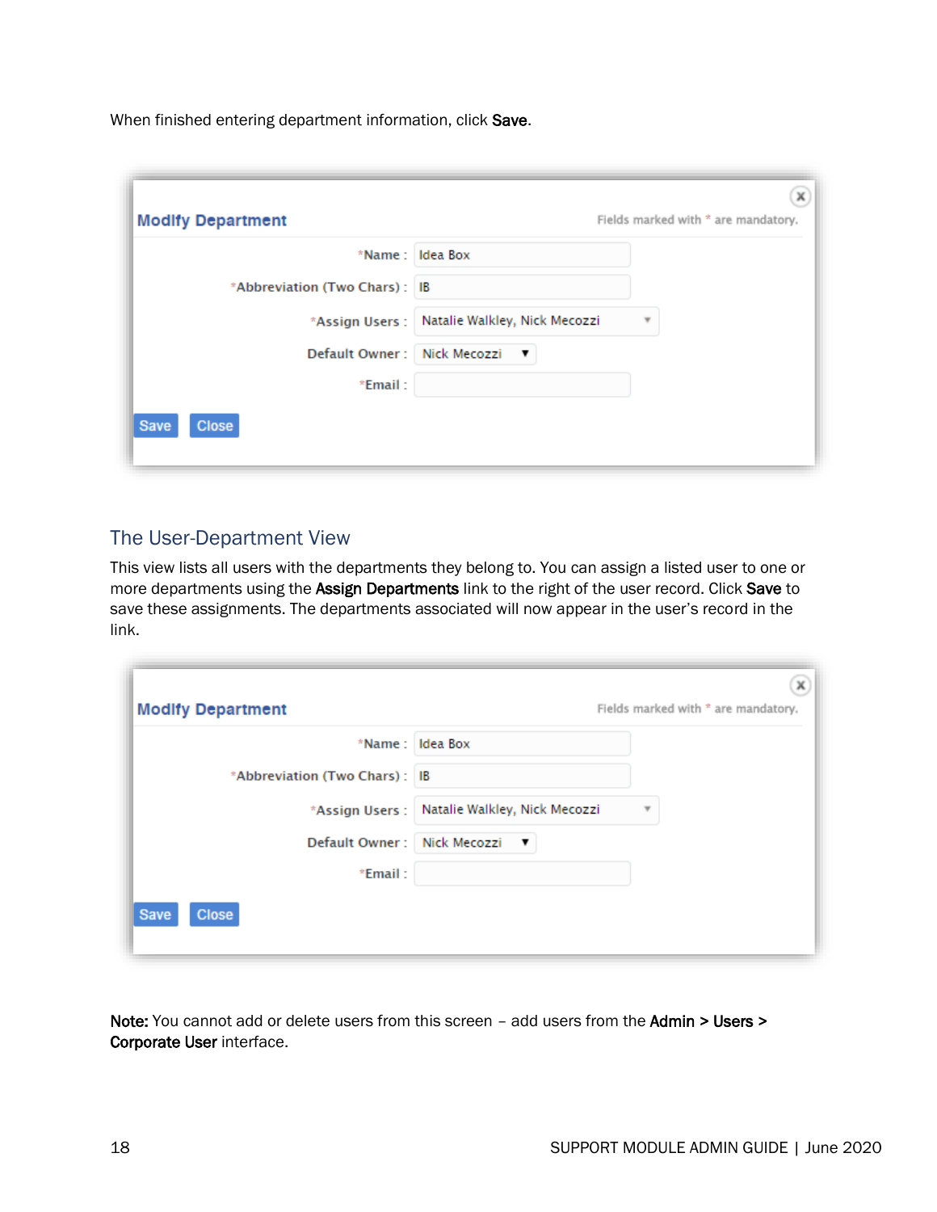When finished entering department information, click **Save**.

## The User-Department View

This view lists all users with the departments they belong to. You can assign a listed user to one or more departments using the **Assign Departments** link to the right of the user record. Click **Save** to save these assignments. The departments associated will now appear in the user's record in the link.

**Note:** You cannot add or delete users from this screen – add users from the **Admin > Users > Corporate User** interface.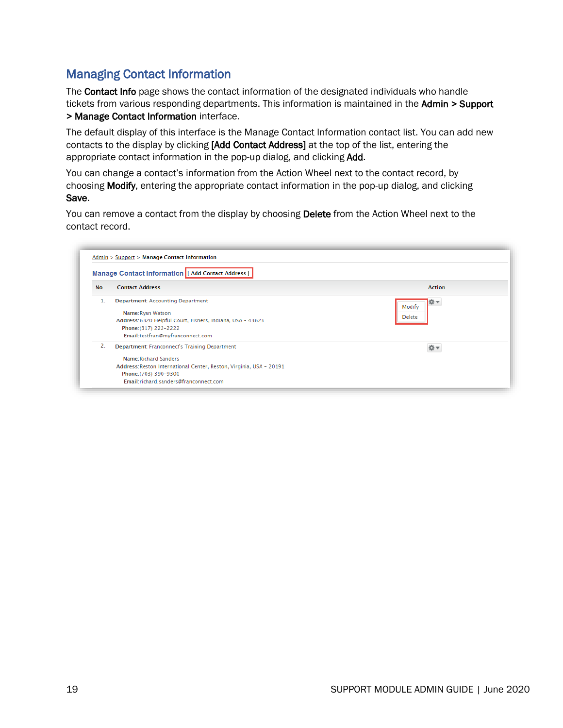## Managing Contact Information

The **Contact Info** page shows the contact information of the designated individuals who handle tickets from various responding departments. This information is maintained in the **Admin > Support > Manage Contact Information** interface.

The default display of this interface is the Manage Contact Information contact list. You can add new contacts to the display by clicking **[Add Contact Address]** at the top of the list, entering the appropriate contact information in the pop-up dialog, and clicking **Add**.

You can change a contact's information from the Action Wheel next to the contact record, by choosing **Modify**, entering the appropriate contact information in the pop-up dialog, and clicking **Save**.

You can remove a contact from the display by choosing **Delete** from the Action Wheel next to the contact record.

Admin > Support > Manage Contact Information

**Manage Contact Information** [ Add Contact Address ]

| No. | Contact Address | Action |
|---|---|---|
| 1. | **Department:** Accounting Department<br>**Name:** Ryan Watson<br>**Address:** 6320 Helpful Court, Fishers, Indiana, USA - 43623<br>**Phone:** (317) 222-2222<br>**Email:** testfran@myfranconnect.com | Modify<br>Delete |
| 2. | **Department:** Franconnect's Training Department<br>**Name:** Richard Sanders<br>**Address:** Reston International Center, Reston, Virginia, USA - 20191<br>**Phone:** (703) 390-9300<br>**Email:** richard.sanders@franconnect.com | |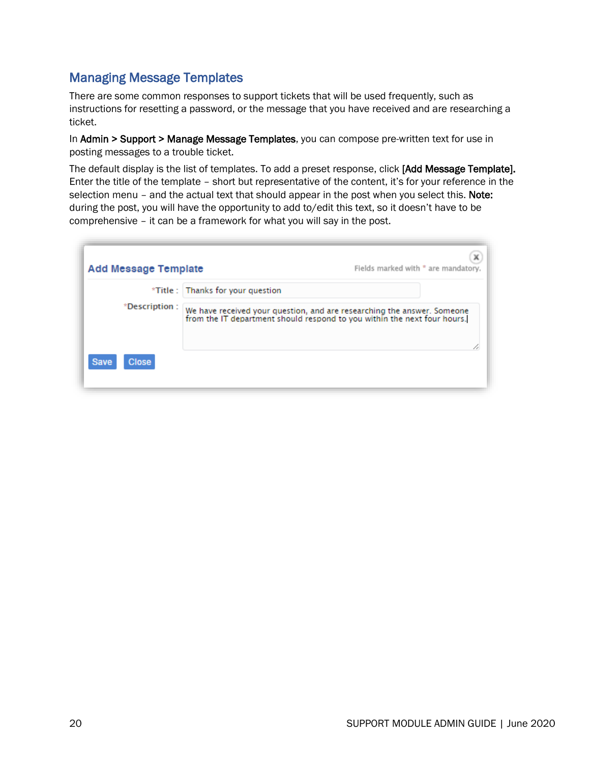## Managing Message Templates

There are some common responses to support tickets that will be used frequently, such as instructions for resetting a password, or the message that you have received and are researching a ticket.

In **Admin > Support > Manage Message Templates**, you can compose pre-written text for use in posting messages to a trouble ticket.

The default display is the list of templates. To add a preset response, click **[Add Message Template].** Enter the title of the template – short but representative of the content, it's for your reference in the selection menu – and the actual text that should appear in the post when you select this. **Note:** during the post, you will have the opportunity to add to/edit this text, so it doesn't have to be comprehensive – it can be a framework for what you will say in the post.

**Add Message Template** — Fields marked with * are mandatory.

*Title : Thanks for your question

*Description : We have received your question, and are researching the answer. Someone from the IT department should respond to you within the next four hours.

Save | Close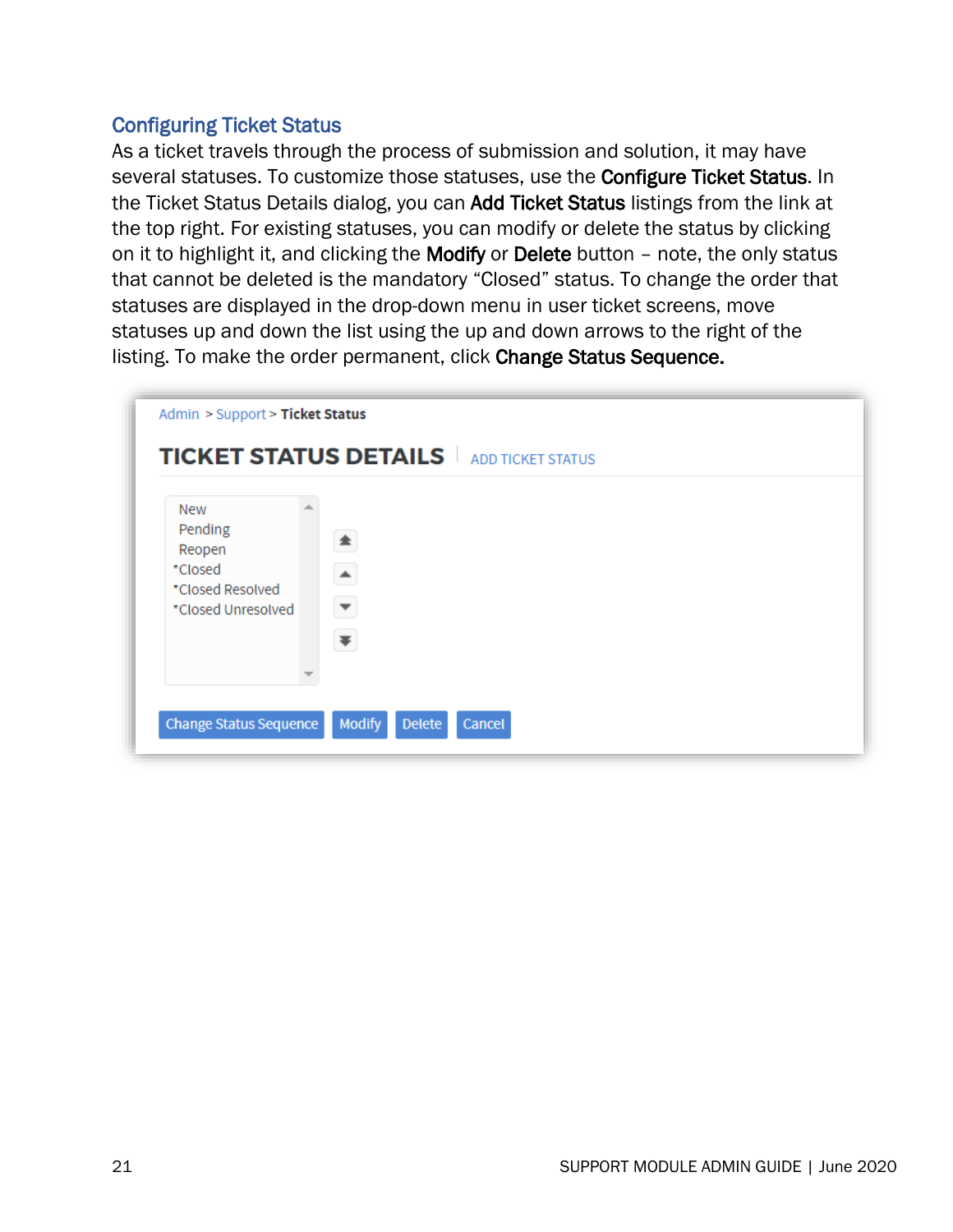## Configuring Ticket Status

As a ticket travels through the process of submission and solution, it may have several statuses. To customize those statuses, use the **Configure Ticket Status**. In the Ticket Status Details dialog, you can **Add Ticket Status** listings from the link at the top right. For existing statuses, you can modify or delete the status by clicking on it to highlight it, and clicking the **Modify** or **Delete** button – note, the only status that cannot be deleted is the mandatory "Closed" status. To change the order that statuses are displayed in the drop-down menu in user ticket screens, move statuses up and down the list using the up and down arrows to the right of the listing. To make the order permanent, click **Change Status Sequence.**